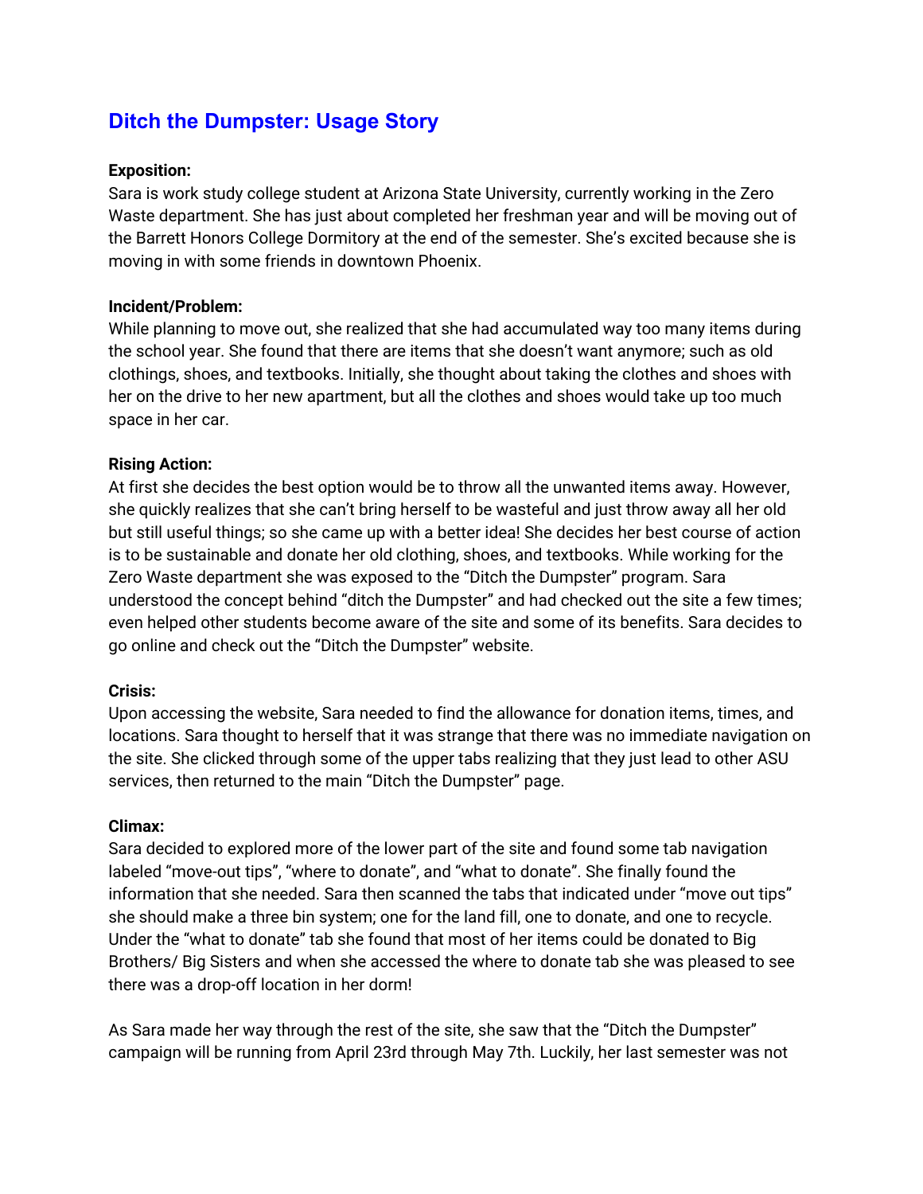# Ditch the Dumpster: Usage Story

**Exposition:**
Sara is work study college student at Arizona State University, currently working in the Zero Waste department. She has just about completed her freshman year and will be moving out of the Barrett Honors College Dormitory at the end of the semester. She's excited because she is moving in with some friends in downtown Phoenix.

**Incident/Problem:**
While planning to move out, she realized that she had accumulated way too many items during the school year. She found that there are items that she doesn't want anymore; such as old clothings, shoes, and textbooks. Initially, she thought about taking the clothes and shoes with her on the drive to her new apartment, but all the clothes and shoes would take up too much space in her car.

**Rising Action:**
At first she decides the best option would be to throw all the unwanted items away. However, she quickly realizes that she can't bring herself to be wasteful and just throw away all her old but still useful things; so she came up with a better idea! She decides her best course of action is to be sustainable and donate her old clothing, shoes, and textbooks. While working for the Zero Waste department she was exposed to the "Ditch the Dumpster" program. Sara understood the concept behind "ditch the Dumpster" and had checked out the site a few times; even helped other students become aware of the site and some of its benefits. Sara decides to go online and check out the "Ditch the Dumpster" website.

**Crisis:**
Upon accessing the website, Sara needed to find the allowance for donation items, times, and locations. Sara thought to herself that it was strange that there was no immediate navigation on the site. She clicked through some of the upper tabs realizing that they just lead to other ASU services, then returned to the main "Ditch the Dumpster" page.

**Climax:**
Sara decided to explored more of the lower part of the site and found some tab navigation labeled "move-out tips", "where to donate", and "what to donate". She finally found the information that she needed. Sara then scanned the tabs that indicated under "move out tips" she should make a three bin system; one for the land fill, one to donate, and one to recycle. Under the "what to donate" tab she found that most of her items could be donated to Big Brothers/ Big Sisters and when she accessed the where to donate tab she was pleased to see there was a drop-off location in her dorm!

As Sara made her way through the rest of the site, she saw that the "Ditch the Dumpster" campaign will be running from April 23rd through May 7th. Luckily, her last semester was not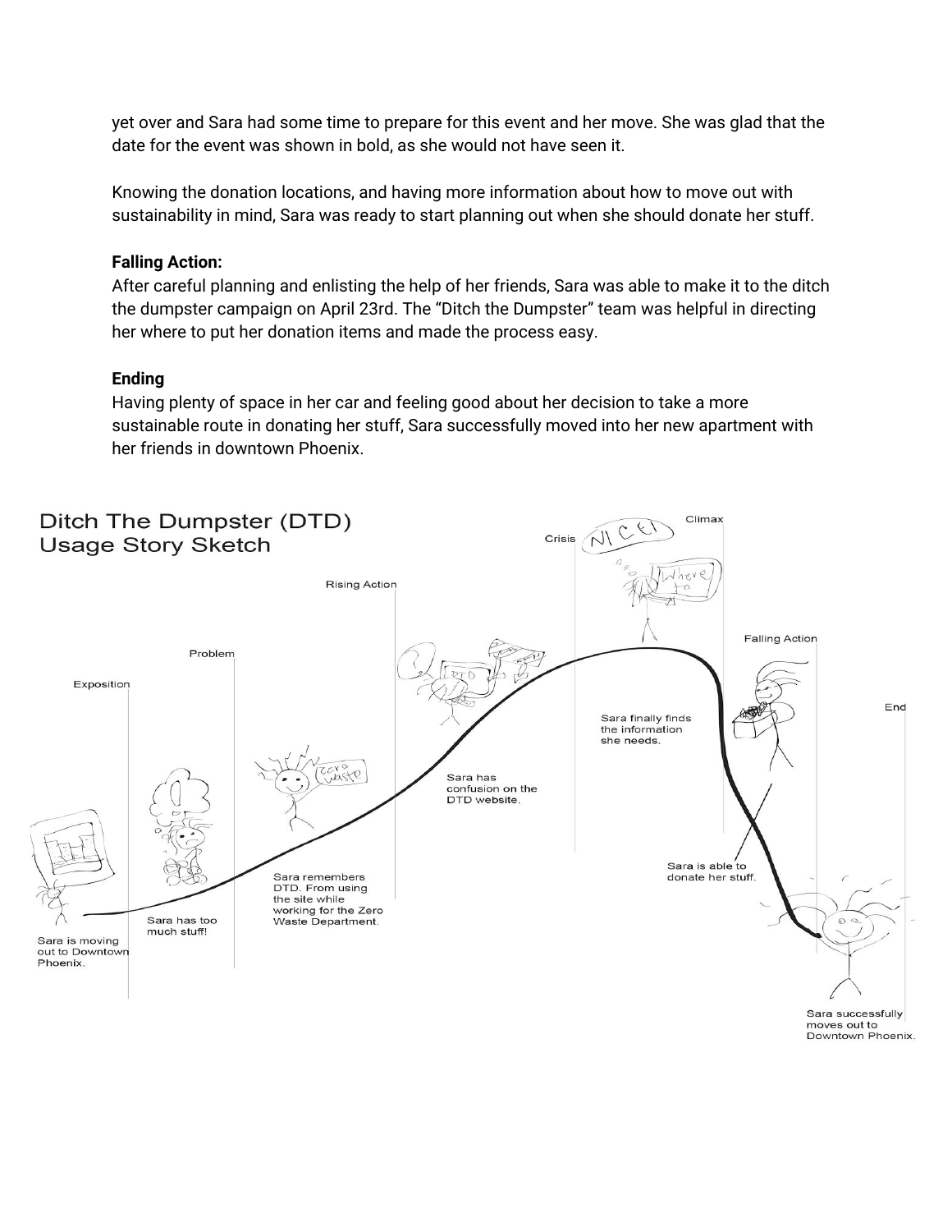yet over and Sara had some time to prepare for this event and her move. She was glad that the date for the event was shown in bold, as she would not have seen it.

Knowing the donation locations, and having more information about how to move out with sustainability in mind, Sara was ready to start planning out when she should donate her stuff.

**Falling Action:**
After careful planning and enlisting the help of her friends, Sara was able to make it to the ditch the dumpster campaign on April 23rd. The "Ditch the Dumpster" team was helpful in directing her where to put her donation items and made the process easy.

**Ending**
Having plenty of space in her car and feeling good about her decision to take a more sustainable route in donating her stuff, Sara successfully moved into her new apartment with her friends in downtown Phoenix.

Ditch The Dumpster (DTD)
Usage Story Sketch

Exposition
Sara is moving out to Downtown Phoenix.

Problem
Sara has too much stuff!

Sara remembers DTD. From using the site while working for the Zero Waste Department.

Rising Action
Sara has confusion on the DTD website.

Crisis
Sara finally finds the information she needs.

Climax

Falling Action
Sara is able to donate her stuff.

End
Sara successfully moves out to Downtown Phoenix.